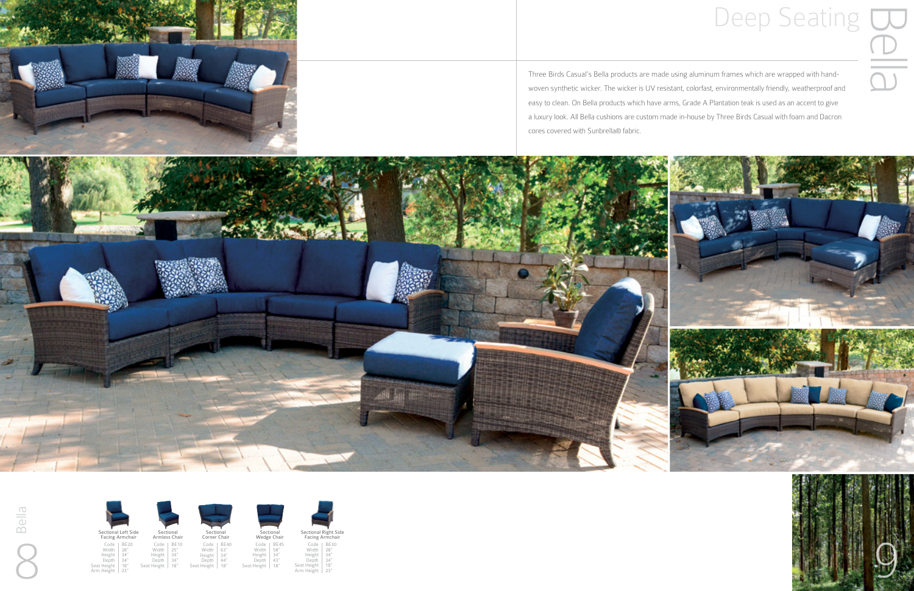# Bella

## Deep Seating

Three Birds Casual's Bella products are made using aluminum frames which are wrapped with hand-woven synthetic wicker. The wicker is UV resistant, colorfast, environmentally friendly, weatherproof and easy to clean. On Bella products which have arms, Grade A Plantation teak is used as an accent to give a luxury look. All Bella cushions are custom made in-house by Three Birds Casual with foam and Dacron cores covered with Sunbrella® fabric.

**Sectional Left Side Facing Armchair**

| | |
|---|---|
| Code | BE20 |
| Width | 28" |
| Height | 34" |
| Depth | 34" |
| Seat Height | 18" |
| Arm Height | 23" |

**Sectional Armless Chair**

| | |
|---|---|
| Code | BE10 |
| Width | 25" |
| Height | 34" |
| Depth | 34" |
| Seat Height | 18" |

**Sectional Corner Chair**

| | |
|---|---|
| Code | BE40 |
| Width | 63" |
| Height | 34" |
| Depth | 44" |
| Seat Height | 18" |

**Sectional Wedge Chair**

| | |
|---|---|
| Code | BE45 |
| Width | 58" |
| Height | 34" |
| Depth | 43" |
| Seat Height | 18" |

**Sectional Right Side Facing Armchair**

| | |
|---|---|
| Code | BE30 |
| Width | 28" |
| Height | 34" |
| Depth | 34" |
| Seat Height | 18" |
| Arm Height | 23" |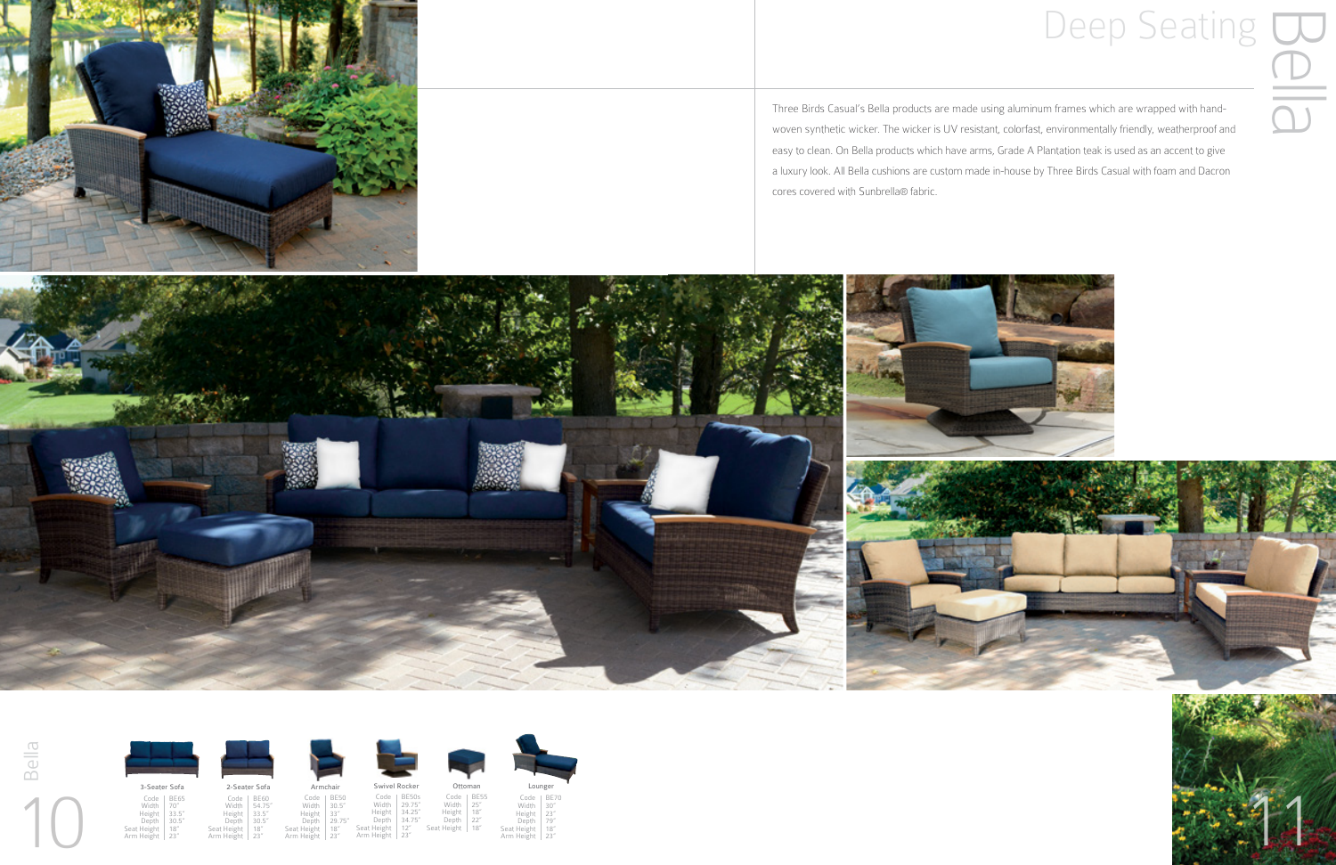# Bella

## Deep Seating

Three Birds Casual's Bella products are made using aluminum frames which are wrapped with hand-woven synthetic wicker. The wicker is UV resistant, colorfast, environmentally friendly, weatherproof and easy to clean. On Bella products which have arms, Grade A Plantation teak is used as an accent to give a luxury look. All Bella cushions are custom made in-house by Three Birds Casual with foam and Dacron cores covered with Sunbrella® fabric.

**3-Seater Sofa**

| | |
|---|---|
| Code | BE65 |
| Width | 70" |
| Height | 33.5" |
| Depth | 30.5" |
| Seat Height | 18" |
| Arm Height | 23" |

**2-Seater Sofa**

| | |
|---|---|
| Code | BE60 |
| Width | 54.75" |
| Height | 33.5" |
| Depth | 30.5" |
| Seat Height | 18" |
| Arm Height | 23" |

**Armchair**

| | |
|---|---|
| Code | BE50 |
| Width | 30.5" |
| Height | 33" |
| Depth | 29.75" |
| Seat Height | 18" |
| Arm Height | 23" |

**Swivel Rocker**

| | |
|---|---|
| Code | BE50s |
| Width | 29.75" |
| Height | 34.25" |
| Depth | 34.75" |
| Seat Height | 12" |
| Arm Height | 23" |

**Ottoman**

| | |
|---|---|
| Code | BE55 |
| Width | 25" |
| Height | 18" |
| Depth | 22" |
| Seat Height | 18" |

**Lounger**

| | |
|---|---|
| Code | BE70 |
| Width | 30" |
| Height | 23" |
| Depth | 79" |
| Seat Height | 18" |
| Arm Height | 23" |